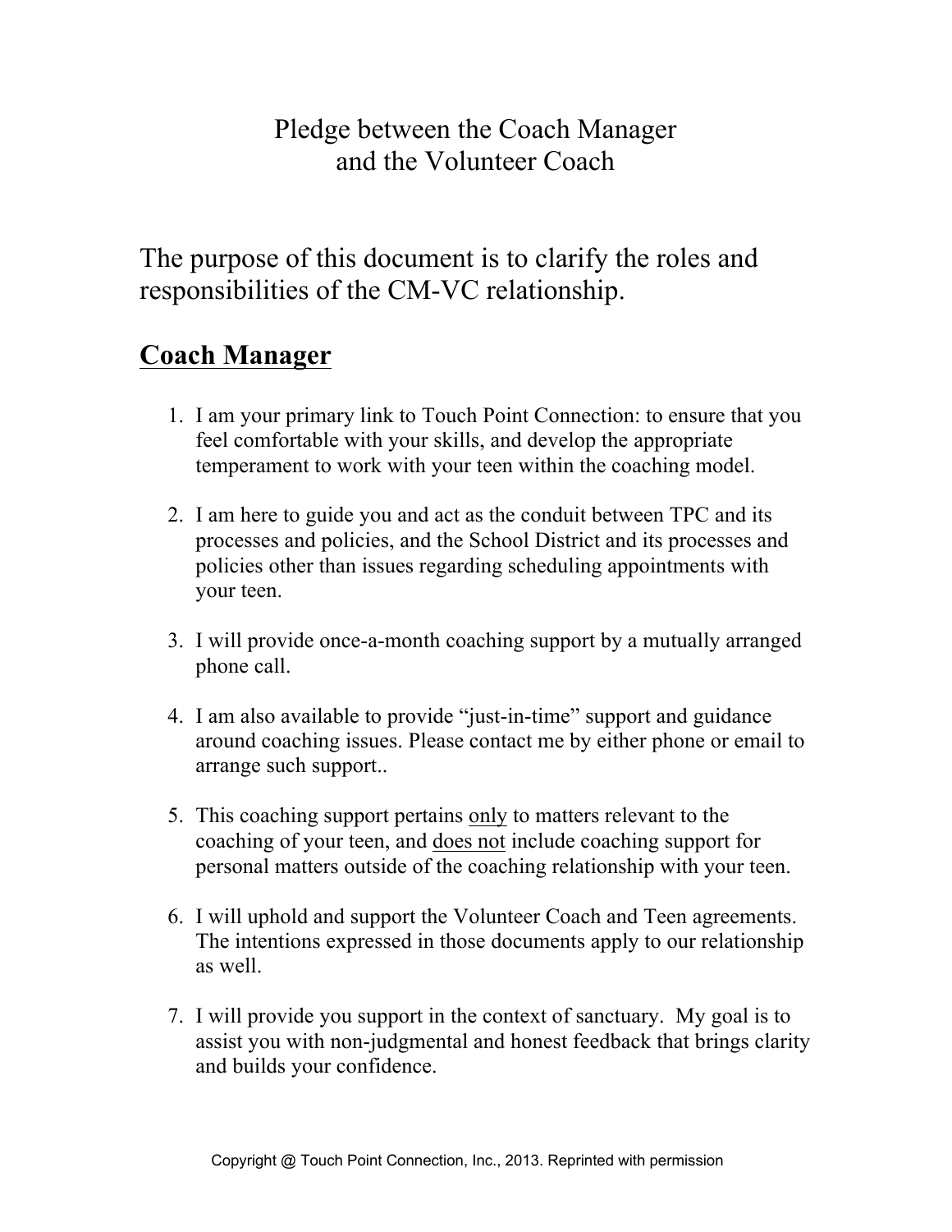# Pledge between the Coach Manager and the Volunteer Coach

The purpose of this document is to clarify the roles and responsibilities of the CM-VC relationship.

## Coach Manager

1. I am your primary link to Touch Point Connection: to ensure that you feel comfortable with your skills, and develop the appropriate temperament to work with your teen within the coaching model.

2. I am here to guide you and act as the conduit between TPC and its processes and policies, and the School District and its processes and policies other than issues regarding scheduling appointments with your teen.

3. I will provide once-a-month coaching support by a mutually arranged phone call.

4. I am also available to provide "just-in-time" support and guidance around coaching issues. Please contact me by either phone or email to arrange such support..

5. This coaching support pertains <u>only</u> to matters relevant to the coaching of your teen, and <u>does not</u> include coaching support for personal matters outside of the coaching relationship with your teen.

6. I will uphold and support the Volunteer Coach and Teen agreements. The intentions expressed in those documents apply to our relationship as well.

7. I will provide you support in the context of sanctuary. My goal is to assist you with non-judgmental and honest feedback that brings clarity and builds your confidence.

Copyright @ Touch Point Connection, Inc., 2013. Reprinted with permission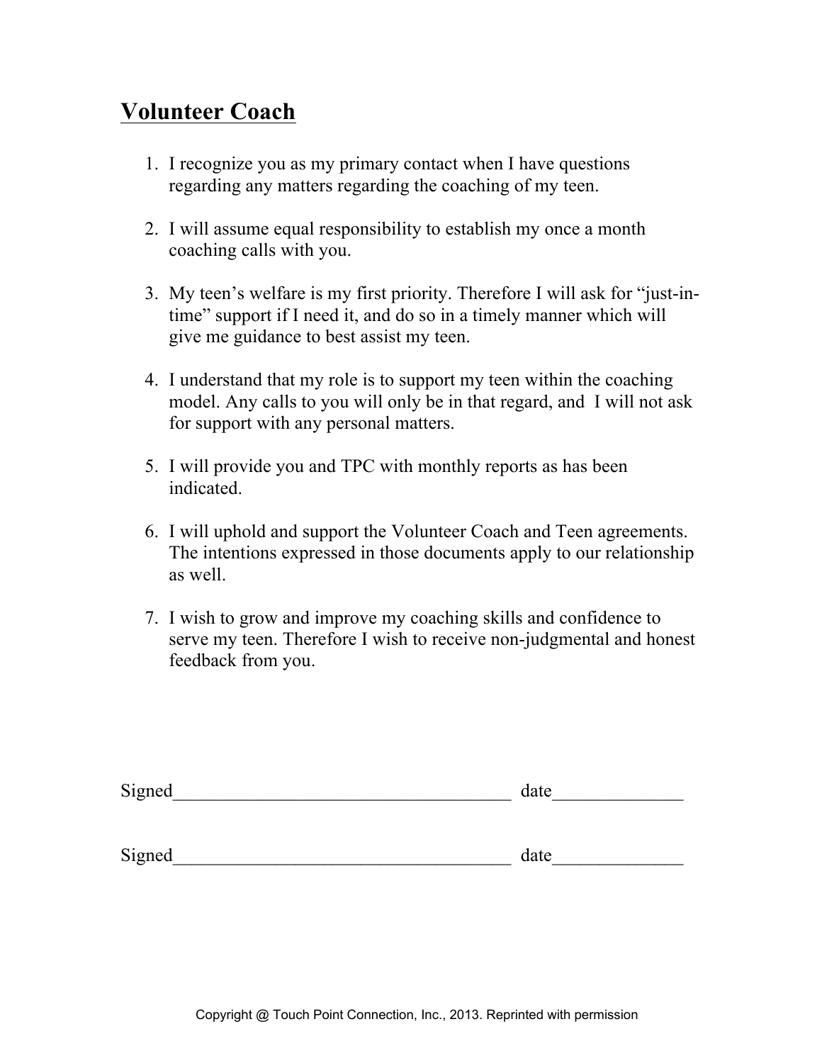## Volunteer Coach

1. I recognize you as my primary contact when I have questions regarding any matters regarding the coaching of my teen.

2. I will assume equal responsibility to establish my once a month coaching calls with you.

3. My teen's welfare is my first priority. Therefore I will ask for "just-in-time" support if I need it, and do so in a timely manner which will give me guidance to best assist my teen.

4. I understand that my role is to support my teen within the coaching model. Any calls to you will only be in that regard, and I will not ask for support with any personal matters.

5. I will provide you and TPC with monthly reports as has been indicated.

6. I will uphold and support the Volunteer Coach and Teen agreements. The intentions expressed in those documents apply to our relationship as well.

7. I wish to grow and improve my coaching skills and confidence to serve my teen. Therefore I wish to receive non-judgmental and honest feedback from you.

Signed____________________________________ date______________

Signed____________________________________ date______________

Copyright @ Touch Point Connection, Inc., 2013. Reprinted with permission